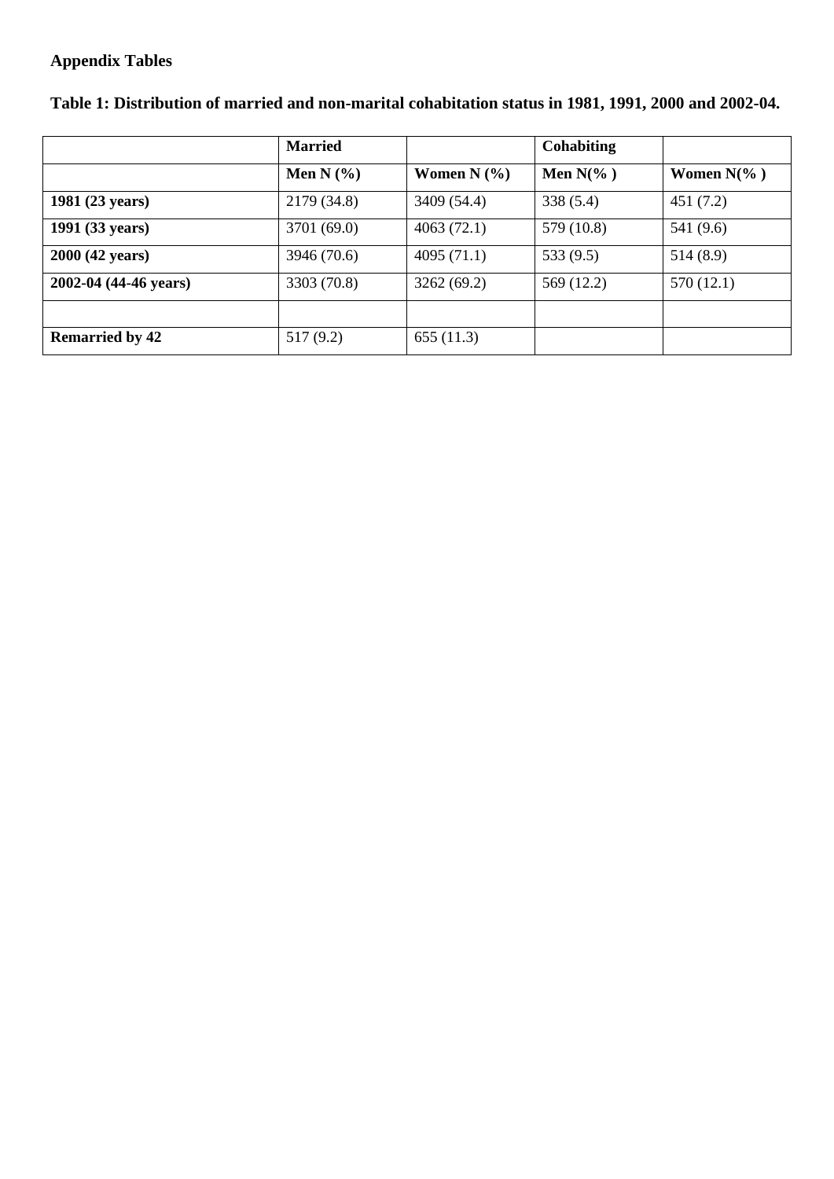## Appendix Tables

### Table 1: Distribution of married and non-marital cohabitation status in 1981, 1991, 2000 and 2002-04.

| | Married | | Cohabiting | |
|---|---|---|---|---|
| | Men N (%) | Women N (%) | Men N(% ) | Women N(% ) |
| 1981 (23 years) | 2179 (34.8) | 3409 (54.4) | 338 (5.4) | 451 (7.2) |
| 1991 (33 years) | 3701 (69.0) | 4063 (72.1) | 579 (10.8) | 541 (9.6) |
| 2000 (42 years) | 3946 (70.6) | 4095 (71.1) | 533 (9.5) | 514 (8.9) |
| 2002-04 (44-46 years) | 3303 (70.8) | 3262 (69.2) | 569 (12.2) | 570 (12.1) |
| | | | | |
| Remarried by 42 | 517 (9.2) | 655 (11.3) | | |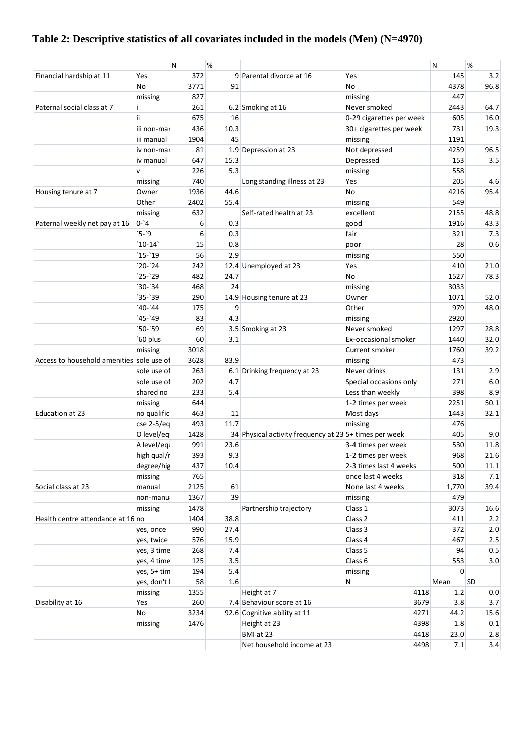# Table 2: Descriptive statistics of all covariates included in the models (Men) (N=4970)

| | | N | % | | | N | % |
|---|---|---|---|---|---|---|---|
| Financial hardship at 11 | Yes | 372 | 9 | Parental divorce at 16 | Yes | 145 | 3.2 |
| | No | 3771 | 91 | | No | 4378 | 96.8 |
| | missing | 827 | | | missing | 447 | |
| Paternal social class at 7 | i | 261 | 6.2 | Smoking at 16 | Never smoked | 2443 | 64.7 |
| | ii | 675 | 16 | | 0-29 cigarettes per week | 605 | 16.0 |
| | iii non-mar | 436 | 10.3 | | 30+ cigarettes per week | 731 | 19.3 |
| | iii manual | 1904 | 45 | | missing | 1191 | |
| | iv non-mar | 81 | 1.9 | Depression at 23 | Not depressed | 4259 | 96.5 |
| | iv manual | 647 | 15.3 | | Depressed | 153 | 3.5 |
| | v | 226 | 5.3 | | missing | 558 | |
| | missing | 740 | | Long standing illness at 23 | Yes | 205 | 4.6 |
| Housing tenure at 7 | Owner | 1936 | 44.6 | | No | 4216 | 95.4 |
| | Other | 2402 | 55.4 | | missing | 549 | |
| | missing | 632 | | Self-rated health at 23 | excellent | 2155 | 48.8 |
| Paternal weekly net pay at 16 | 0-`4 | 6 | 0.3 | | good | 1916 | 43.3 |
| | `5-`9 | 6 | 0.3 | | fair | 321 | 7.3 |
| | `10-14` | 15 | 0.8 | | poor | 28 | 0.6 |
| | `15-`19 | 56 | 2.9 | | missing | 550 | |
| | `20-`24 | 242 | 12.4 | Unemployed at 23 | Yes | 410 | 21.0 |
| | `25-`29 | 482 | 24.7 | | No | 1527 | 78.3 |
| | `30-`34 | 468 | 24 | | missing | 3033 | |
| | `35-`39 | 290 | 14.9 | Housing tenure at 23 | Owner | 1071 | 52.0 |
| | `40-`44 | 175 | 9 | | Other | 979 | 48.0 |
| | `45-`49 | 83 | 4.3 | | missing | 2920 | |
| | `50-`59 | 69 | 3.5 | Smoking at 23 | Never smoked | 1297 | 28.8 |
| | `60 plus | 60 | 3.1 | | Ex-occasional smoker | 1440 | 32.0 |
| | missing | 3018 | | | Current smoker | 1760 | 39.2 |
| Access to household amenities | sole use of | 3628 | 83.9 | | missing | 473 | |
| | sole use of | 263 | 6.1 | Drinking frequency at 23 | Never drinks | 131 | 2.9 |
| | sole use of | 202 | 4.7 | | Special occasions only | 271 | 6.0 |
| | shared no | 233 | 5.4 | | Less than weekly | 398 | 8.9 |
| | missing | 644 | | | 1-2 times per week | 2251 | 50.1 |
| Education at 23 | no qualific | 463 | 11 | | Most days | 1443 | 32.1 |
| | cse 2-5/eq | 493 | 11.7 | | missing | 476 | |
| | O level/eq | 1428 | 34 | Physical activity frequency at 23 | 5+ times per week | 405 | 9.0 |
| | A level/equ | 991 | 23.6 | | 3-4 times per week | 530 | 11.8 |
| | high qual/r | 393 | 9.3 | | 1-2 times per week | 968 | 21.6 |
| | degree/hig | 437 | 10.4 | | 2-3 times last 4 weeks | 500 | 11.1 |
| | missing | 765 | | | once last 4 weeks | 318 | 7.1 |
| Social class at 23 | manual | 2125 | 61 | | None last 4 weeks | 1,770 | 39.4 |
| | non-manu | 1367 | 39 | | missing | 479 | |
| | missing | 1478 | | Partnership trajectory | Class 1 | 3073 | 16.6 |
| Health centre attendance at 16 | no | 1404 | 38.8 | | Class 2 | 411 | 2.2 |
| | yes, once | 990 | 27.4 | | Class 3 | 372 | 2.0 |
| | yes, twice | 576 | 15.9 | | Class 4 | 467 | 2.5 |
| | yes, 3 time | 268 | 7.4 | | Class 5 | 94 | 0.5 |
| | yes, 4 time | 125 | 3.5 | | Class 6 | 553 | 3.0 |
| | yes, 5+ tim | 194 | 5.4 | | missing | 0 | |
| | yes, don't | 58 | 1.6 | | N | Mean | SD |
| | missing | 1355 | | Height at 7 | 4118 | 1.2 | 0.0 |
| Disability at 16 | Yes | 260 | 7.4 | Behaviour score at 16 | 3679 | 3.8 | 3.7 |
| | No | 3234 | 92.6 | Cognitive ability at 11 | 4271 | 44.2 | 15.6 |
| | missing | 1476 | | Height at 23 | 4398 | 1.8 | 0.1 |
| | | | | BMI at 23 | 4418 | 23.0 | 2.8 |
| | | | | Net household income at 23 | 4498 | 7.1 | 3.4 |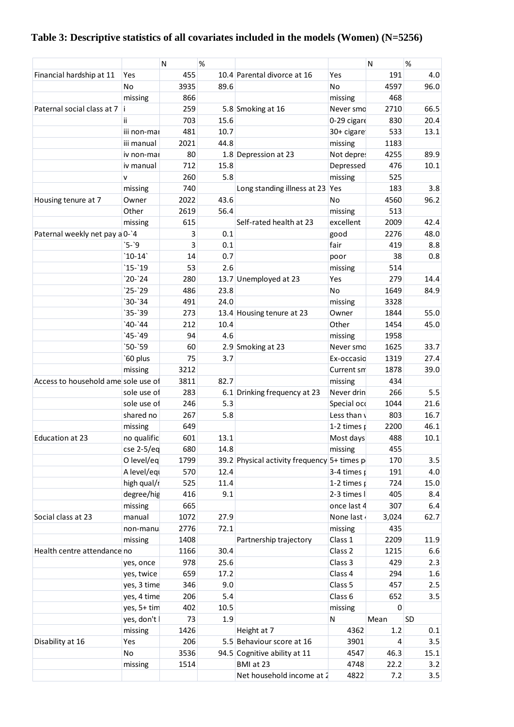**Table 3: Descriptive statistics of all covariates included in the models (Women) (N=5256)**

| | | N | % | | | N | % |
|---|---|---|---|---|---|---|---|
| Financial hardship at 11 | Yes | 455 | 10.4 | Parental divorce at 16 | Yes | 191 | 4.0 |
| | No | 3935 | 89.6 | | No | 4597 | 96.0 |
| | missing | 866 | | | missing | 468 | |
| Paternal social class at 7 | i | 259 | 5.8 | Smoking at 16 | Never smo | 2710 | 66.5 |
| | ii | 703 | 15.6 | | 0-29 cigare | 830 | 20.4 |
| | iii non-mai | 481 | 10.7 | | 30+ cigare | 533 | 13.1 |
| | iii manual | 2021 | 44.8 | | missing | 1183 | |
| | iv non-mai | 80 | 1.8 | Depression at 23 | Not depres | 4255 | 89.9 |
| | iv manual | 712 | 15.8 | | Depressed | 476 | 10.1 |
| | v | 260 | 5.8 | | missing | 525 | |
| | missing | 740 | | Long standing illness at 23 | Yes | 183 | 3.8 |
| Housing tenure at 7 | Owner | 2022 | 43.6 | | No | 4560 | 96.2 |
| | Other | 2619 | 56.4 | | missing | 513 | |
| | missing | 615 | | Self-rated health at 23 | excellent | 2009 | 42.4 |
| Paternal weekly net pay a | 0-`4 | 3 | 0.1 | | good | 2276 | 48.0 |
| | `5-`9 | 3 | 0.1 | | fair | 419 | 8.8 |
| | `10-14` | 14 | 0.7 | | poor | 38 | 0.8 |
| | `15-`19 | 53 | 2.6 | | missing | 514 | |
| | `20-`24 | 280 | 13.7 | Unemployed at 23 | Yes | 279 | 14.4 |
| | `25-`29 | 486 | 23.8 | | No | 1649 | 84.9 |
| | `30-`34 | 491 | 24.0 | | missing | 3328 | |
| | `35-`39 | 273 | 13.4 | Housing tenure at 23 | Owner | 1844 | 55.0 |
| | `40-`44 | 212 | 10.4 | | Other | 1454 | 45.0 |
| | `45-`49 | 94 | 4.6 | | missing | 1958 | |
| | `50-`59 | 60 | 2.9 | Smoking at 23 | Never smo | 1625 | 33.7 |
| | `60 plus | 75 | 3.7 | | Ex-occasio | 1319 | 27.4 |
| | missing | 3212 | | | Current sm | 1878 | 39.0 |
| Access to household ame | sole use of | 3811 | 82.7 | | missing | 434 | |
| | sole use of | 283 | 6.1 | Drinking frequency at 23 | Never drin | 266 | 5.5 |
| | sole use of | 246 | 5.3 | | Special occ | 1044 | 21.6 |
| | shared no | 267 | 5.8 | | Less than v | 803 | 16.7 |
| | missing | 649 | | | 1-2 times p | 2200 | 46.1 |
| Education at 23 | no qualific | 601 | 13.1 | | Most days | 488 | 10.1 |
| | cse 2-5/eq | 680 | 14.8 | | missing | 455 | |
| | O level/eq | 1799 | 39.2 | Physical activity frequency | 5+ times p | 170 | 3.5 |
| | A level/equ | 570 | 12.4 | | 3-4 times p | 191 | 4.0 |
| | high qual/r | 525 | 11.4 | | 1-2 times p | 724 | 15.0 |
| | degree/hig | 416 | 9.1 | | 2-3 times l | 405 | 8.4 |
| | missing | 665 | | | once last 4 | 307 | 6.4 |
| Social class at 23 | manual | 1072 | 27.9 | | None last 4 | 3,024 | 62.7 |
| | non-manu | 2776 | 72.1 | | missing | 435 | |
| | missing | 1408 | | Partnership trajectory | Class 1 | 2209 | 11.9 |
| Health centre attendance | no | 1166 | 30.4 | | Class 2 | 1215 | 6.6 |
| | yes, once | 978 | 25.6 | | Class 3 | 429 | 2.3 |
| | yes, twice | 659 | 17.2 | | Class 4 | 294 | 1.6 |
| | yes, 3 time | 346 | 9.0 | | Class 5 | 457 | 2.5 |
| | yes, 4 time | 206 | 5.4 | | Class 6 | 652 | 3.5 |
| | yes, 5+ tim | 402 | 10.5 | | missing | 0 | |
| | yes, don't l | 73 | 1.9 | | N | Mean | SD |
| | missing | 1426 | | Height at 7 | 4362 | 1.2 | 0.1 |
| Disability at 16 | Yes | 206 | 5.5 | Behaviour score at 16 | 3901 | 4 | 3.5 |
| | No | 3536 | 94.5 | Cognitive ability at 11 | 4547 | 46.3 | 15.1 |
| | missing | 1514 | | BMI at 23 | 4748 | 22.2 | 3.2 |
| | | | | Net household income at 2 | 4822 | 7.2 | 3.5 |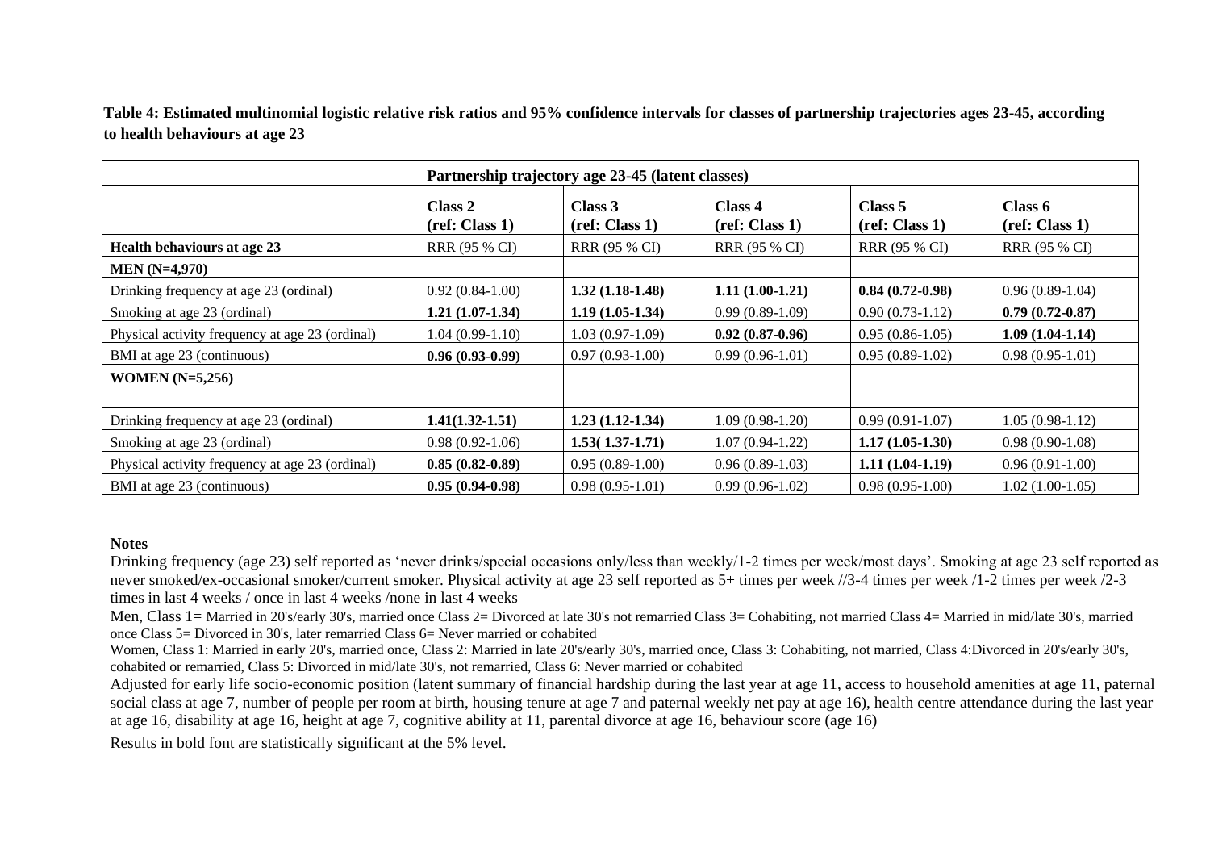**Table 4: Estimated multinomial logistic relative risk ratios and 95% confidence intervals for classes of partnership trajectories ages 23-45, according to health behaviours at age 23**

| | Partnership trajectory age 23-45 (latent classes) | | | | |
|---|---|---|---|---|---|
| | **Class 2 (ref: Class 1)** | **Class 3 (ref: Class 1)** | **Class 4 (ref: Class 1)** | **Class 5 (ref: Class 1)** | **Class 6 (ref: Class 1)** |
| **Health behaviours at age 23** | RRR (95 % CI) | RRR (95 % CI) | RRR (95 % CI) | RRR (95 % CI) | RRR (95 % CI) |
| **MEN (N=4,970)** | | | | | |
| Drinking frequency at age 23 (ordinal) | 0.92 (0.84-1.00) | **1.32 (1.18-1.48)** | **1.11 (1.00-1.21)** | **0.84 (0.72-0.98)** | 0.96 (0.89-1.04) |
| Smoking at age 23 (ordinal) | **1.21 (1.07-1.34)** | **1.19 (1.05-1.34)** | 0.99 (0.89-1.09) | 0.90 (0.73-1.12) | **0.79 (0.72-0.87)** |
| Physical activity frequency at age 23 (ordinal) | 1.04 (0.99-1.10) | 1.03 (0.97-1.09) | **0.92 (0.87-0.96)** | 0.95 (0.86-1.05) | **1.09 (1.04-1.14)** |
| BMI at age 23 (continuous) | **0.96 (0.93-0.99)** | 0.97 (0.93-1.00) | 0.99 (0.96-1.01) | 0.95 (0.89-1.02) | 0.98 (0.95-1.01) |
| **WOMEN (N=5,256)** | | | | | |
| | | | | | |
| Drinking frequency at age 23 (ordinal) | **1.41(1.32-1.51)** | **1.23 (1.12-1.34)** | 1.09 (0.98-1.20) | 0.99 (0.91-1.07) | 1.05 (0.98-1.12) |
| Smoking at age 23 (ordinal) | 0.98 (0.92-1.06) | **1.53( 1.37-1.71)** | 1.07 (0.94-1.22) | **1.17 (1.05-1.30)** | 0.98 (0.90-1.08) |
| Physical activity frequency at age 23 (ordinal) | **0.85 (0.82-0.89)** | 0.95 (0.89-1.00) | 0.96 (0.89-1.03) | **1.11 (1.04-1.19)** | 0.96 (0.91-1.00) |
| BMI at age 23 (continuous) | **0.95 (0.94-0.98)** | 0.98 (0.95-1.01) | 0.99 (0.96-1.02) | 0.98 (0.95-1.00) | 1.02 (1.00-1.05) |

**Notes**

Drinking frequency (age 23) self reported as 'never drinks/special occasions only/less than weekly/1-2 times per week/most days'. Smoking at age 23 self reported as never smoked/ex-occasional smoker/current smoker. Physical activity at age 23 self reported as 5+ times per week //3-4 times per week /1-2 times per week /2-3 times in last 4 weeks / once in last 4 weeks /none in last 4 weeks

Men, Class 1= Married in 20's/early 30's, married once Class 2= Divorced at late 30's not remarried Class 3= Cohabiting, not married Class 4= Married in mid/late 30's, married once Class 5= Divorced in 30's, later remarried Class 6= Never married or cohabited

Women, Class 1: Married in early 20's, married once, Class 2: Married in late 20's/early 30's, married once, Class 3: Cohabiting, not married, Class 4:Divorced in 20's/early 30's, cohabited or remarried, Class 5: Divorced in mid/late 30's, not remarried, Class 6: Never married or cohabited

Adjusted for early life socio-economic position (latent summary of financial hardship during the last year at age 11, access to household amenities at age 11, paternal social class at age 7, number of people per room at birth, housing tenure at age 7 and paternal weekly net pay at age 16), health centre attendance during the last year at age 16, disability at age 16, height at age 7, cognitive ability at 11, parental divorce at age 16, behaviour score (age 16)

Results in bold font are statistically significant at the 5% level.